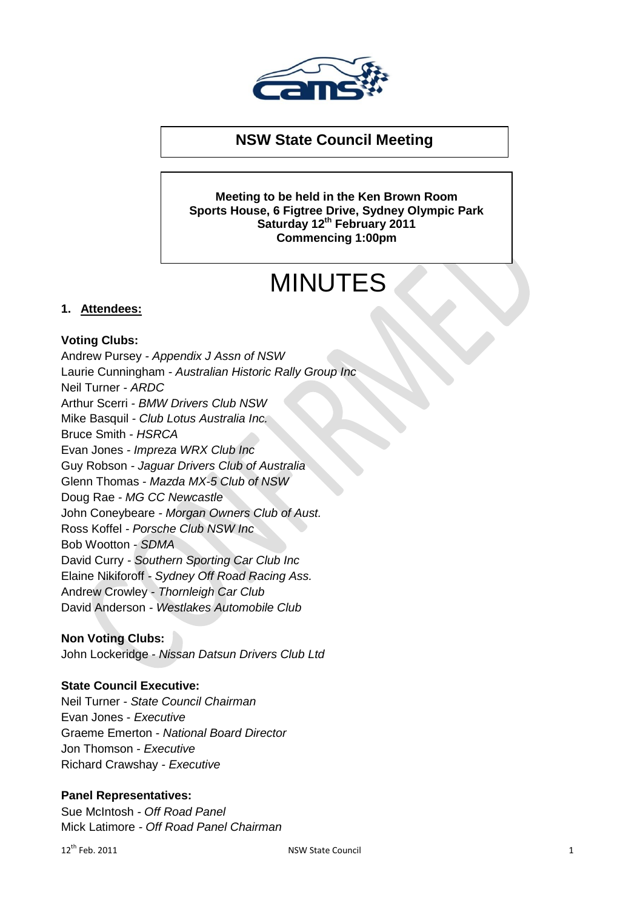## NSW State Council Meeting

**Meeting to be held in the Ken Brown Room**
**Sports House, 6 Figtree Drive, Sydney Olympic Park**
**Saturday 12th February 2011**
**Commencing 1:00pm**

# MINUTES

### 1. Attendees:

**Voting Clubs:**

Andrew Pursey - *Appendix J Assn of NSW*
Laurie Cunningham - *Australian Historic Rally Group Inc*
Neil Turner - *ARDC*
Arthur Scerri - *BMW Drivers Club NSW*
Mike Basquil - *Club Lotus Australia Inc.*
Bruce Smith - *HSRCA*
Evan Jones - *Impreza WRX Club Inc*
Guy Robson - *Jaguar Drivers Club of Australia*
Glenn Thomas - *Mazda MX-5 Club of NSW*
Doug Rae - *MG CC Newcastle*
John Coneybeare - *Morgan Owners Club of Aust.*
Ross Koffel - *Porsche Club NSW Inc*
Bob Wootton - *SDMA*
David Curry - *Southern Sporting Car Club Inc*
Elaine Nikiforoff - *Sydney Off Road Racing Ass.*
Andrew Crowley - *Thornleigh Car Club*
David Anderson - *Westlakes Automobile Club*

**Non Voting Clubs:**

John Lockeridge - *Nissan Datsun Drivers Club Ltd*

**State Council Executive:**

Neil Turner - *State Council Chairman*
Evan Jones - *Executive*
Graeme Emerton - *National Board Director*
Jon Thomson - *Executive*
Richard Crawshay - *Executive*

**Panel Representatives:**

Sue McIntosh - *Off Road Panel*
Mick Latimore - *Off Road Panel Chairman*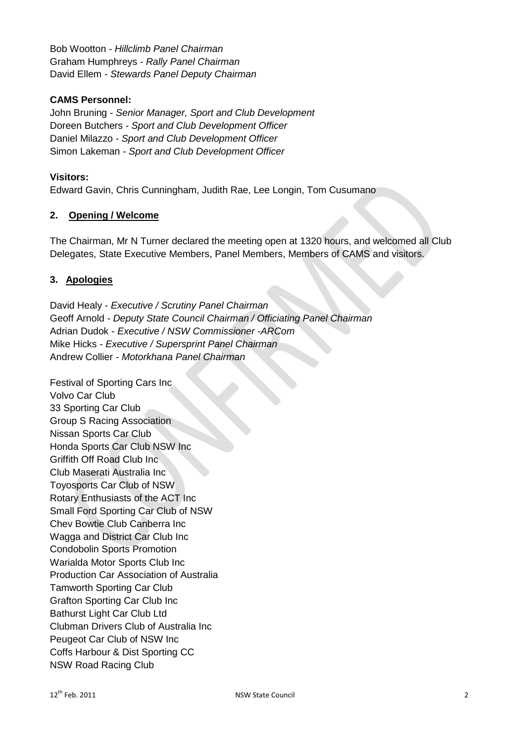Bob Wootton - *Hillclimb Panel Chairman*
Graham Humphreys - *Rally Panel Chairman*
David Ellem - *Stewards Panel Deputy Chairman*

**CAMS Personnel:**

John Bruning - *Senior Manager, Sport and Club Development*
Doreen Butchers - *Sport and Club Development Officer*
Daniel Milazzo - *Sport and Club Development Officer*
Simon Lakeman - *Sport and Club Development Officer*

**Visitors:**

Edward Gavin, Chris Cunningham, Judith Rae, Lee Longin, Tom Cusumano

## 2. Opening / Welcome

The Chairman, Mr N Turner declared the meeting open at 1320 hours, and welcomed all Club Delegates, State Executive Members, Panel Members, Members of CAMS and visitors.

## 3. Apologies

David Healy - *Executive / Scrutiny Panel Chairman*
Geoff Arnold - *Deputy State Council Chairman / Officiating Panel Chairman*
Adrian Dudok - *Executive / NSW Commissioner -ARCom*
Mike Hicks - *Executive / Supersprint Panel Chairman*
Andrew Collier - *Motorkhana Panel Chairman*

Festival of Sporting Cars Inc
Volvo Car Club
33 Sporting Car Club
Group S Racing Association
Nissan Sports Car Club
Honda Sports Car Club NSW Inc
Griffith Off Road Club Inc
Club Maserati Australia Inc
Toyosports Car Club of NSW
Rotary Enthusiasts of the ACT Inc
Small Ford Sporting Car Club of NSW
Chev Bowtie Club Canberra Inc
Wagga and District Car Club Inc
Condobolin Sports Promotion
Warialda Motor Sports Club Inc
Production Car Association of Australia
Tamworth Sporting Car Club
Grafton Sporting Car Club Inc
Bathurst Light Car Club Ltd
Clubman Drivers Club of Australia Inc
Peugeot Car Club of NSW Inc
Coffs Harbour & Dist Sporting CC
NSW Road Racing Club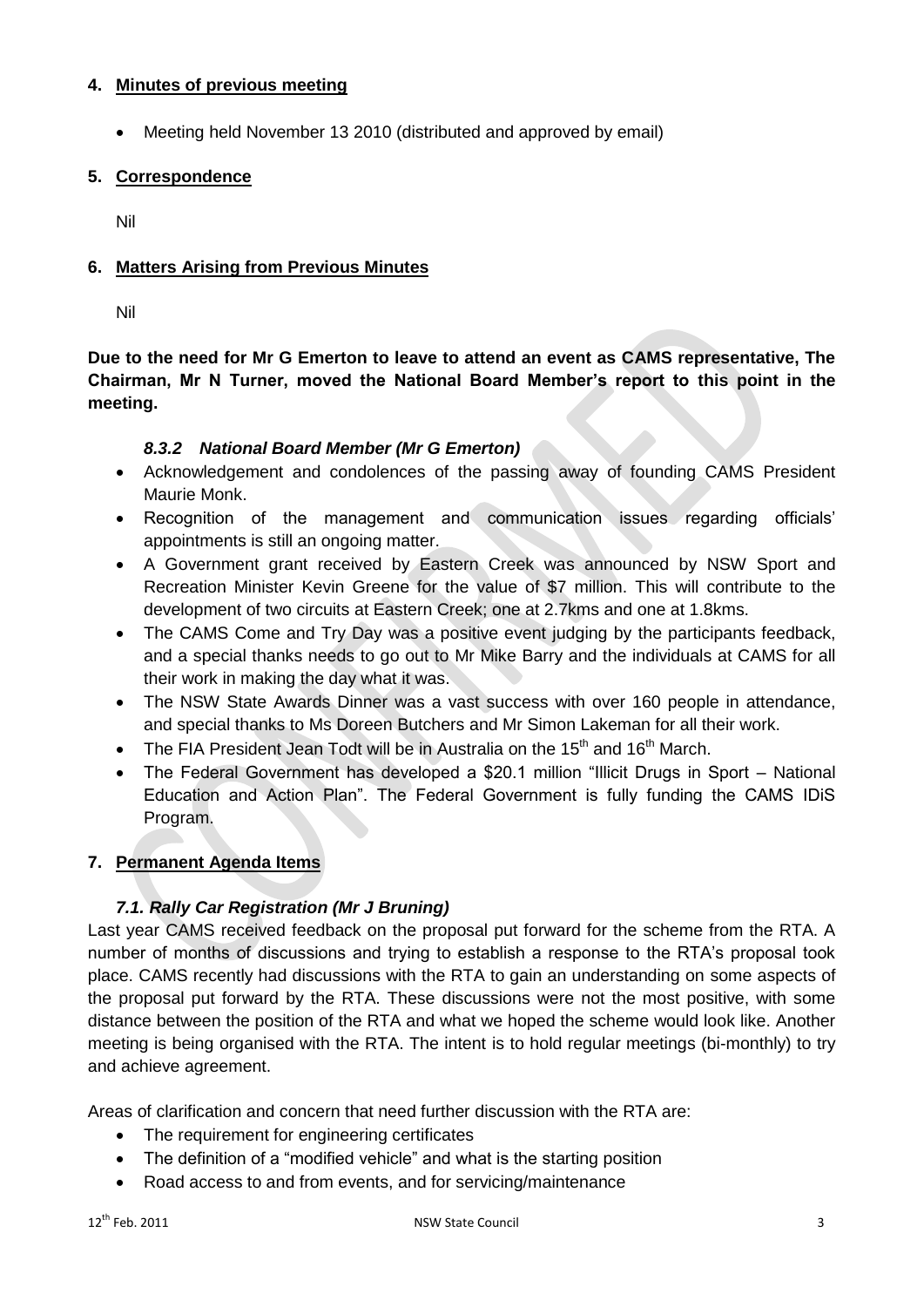## 4. Minutes of previous meeting

- Meeting held November 13 2010 (distributed and approved by email)

## 5. Correspondence

Nil

## 6. Matters Arising from Previous Minutes

Nil

**Due to the need for Mr G Emerton to leave to attend an event as CAMS representative, The Chairman, Mr N Turner, moved the National Board Member's report to this point in the meeting.**

### *8.3.2 National Board Member (Mr G Emerton)*

- Acknowledgement and condolences of the passing away of founding CAMS President Maurie Monk.
- Recognition of the management and communication issues regarding officials' appointments is still an ongoing matter.
- A Government grant received by Eastern Creek was announced by NSW Sport and Recreation Minister Kevin Greene for the value of $7 million. This will contribute to the development of two circuits at Eastern Creek; one at 2.7kms and one at 1.8kms.
- The CAMS Come and Try Day was a positive event judging by the participants feedback, and a special thanks needs to go out to Mr Mike Barry and the individuals at CAMS for all their work in making the day what it was.
- The NSW State Awards Dinner was a vast success with over 160 people in attendance, and special thanks to Ms Doreen Butchers and Mr Simon Lakeman for all their work.
- The FIA President Jean Todt will be in Australia on the 15th and 16th March.
- The Federal Government has developed a $20.1 million "Illicit Drugs in Sport – National Education and Action Plan". The Federal Government is fully funding the CAMS IDiS Program.

## 7. Permanent Agenda Items

### *7.1. Rally Car Registration (Mr J Bruning)*

Last year CAMS received feedback on the proposal put forward for the scheme from the RTA. A number of months of discussions and trying to establish a response to the RTA's proposal took place. CAMS recently had discussions with the RTA to gain an understanding on some aspects of the proposal put forward by the RTA. These discussions were not the most positive, with some distance between the position of the RTA and what we hoped the scheme would look like. Another meeting is being organised with the RTA. The intent is to hold regular meetings (bi-monthly) to try and achieve agreement.

Areas of clarification and concern that need further discussion with the RTA are:

- The requirement for engineering certificates
- The definition of a "modified vehicle" and what is the starting position
- Road access to and from events, and for servicing/maintenance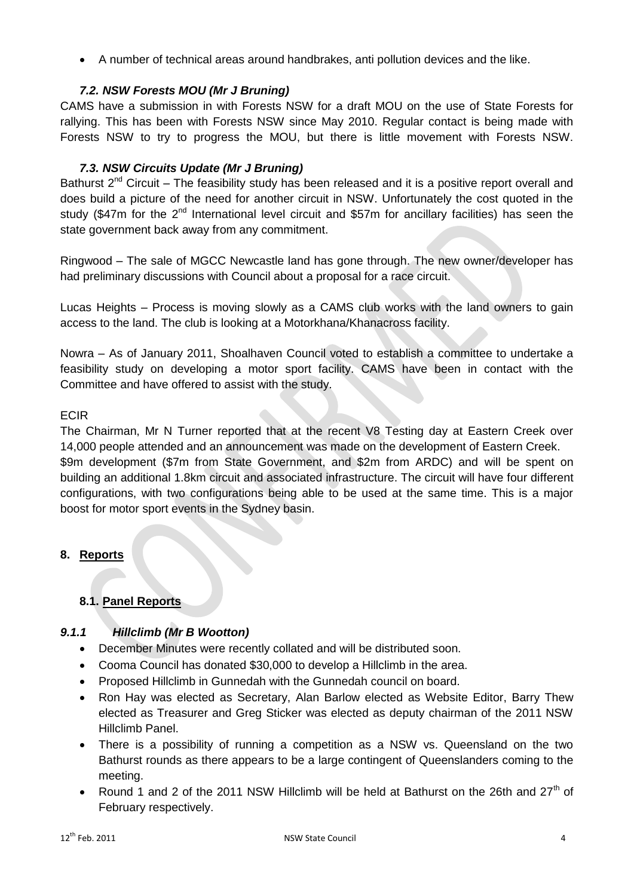- A number of technical areas around handbrakes, anti pollution devices and the like.

### *7.2. NSW Forests MOU (Mr J Bruning)*

CAMS have a submission in with Forests NSW for a draft MOU on the use of State Forests for rallying. This has been with Forests NSW since May 2010. Regular contact is being made with Forests NSW to try to progress the MOU, but there is little movement with Forests NSW.

### *7.3. NSW Circuits Update (Mr J Bruning)*

Bathurst 2nd Circuit – The feasibility study has been released and it is a positive report overall and does build a picture of the need for another circuit in NSW. Unfortunately the cost quoted in the study ($47m for the 2nd International level circuit and $57m for ancillary facilities) has seen the state government back away from any commitment.

Ringwood – The sale of MGCC Newcastle land has gone through. The new owner/developer has had preliminary discussions with Council about a proposal for a race circuit.

Lucas Heights – Process is moving slowly as a CAMS club works with the land owners to gain access to the land. The club is looking at a Motorkhana/Khanacross facility.

Nowra – As of January 2011, Shoalhaven Council voted to establish a committee to undertake a feasibility study on developing a motor sport facility. CAMS have been in contact with the Committee and have offered to assist with the study.

ECIR

The Chairman, Mr N Turner reported that at the recent V8 Testing day at Eastern Creek over 14,000 people attended and an announcement was made on the development of Eastern Creek. $9m development ($7m from State Government, and $2m from ARDC) and will be spent on building an additional 1.8km circuit and associated infrastructure. The circuit will have four different configurations, with two configurations being able to be used at the same time. This is a major boost for motor sport events in the Sydney basin.

## 8. <u>Reports</u>

### 8.1. <u>Panel Reports</u>

#### *9.1.1 Hillclimb (Mr B Wootton)*

- December Minutes were recently collated and will be distributed soon.
- Cooma Council has donated $30,000 to develop a Hillclimb in the area.
- Proposed Hillclimb in Gunnedah with the Gunnedah council on board.
- Ron Hay was elected as Secretary, Alan Barlow elected as Website Editor, Barry Thew elected as Treasurer and Greg Sticker was elected as deputy chairman of the 2011 NSW Hillclimb Panel.
- There is a possibility of running a competition as a NSW vs. Queensland on the two Bathurst rounds as there appears to be a large contingent of Queenslanders coming to the meeting.
- Round 1 and 2 of the 2011 NSW Hillclimb will be held at Bathurst on the 26th and 27th of February respectively.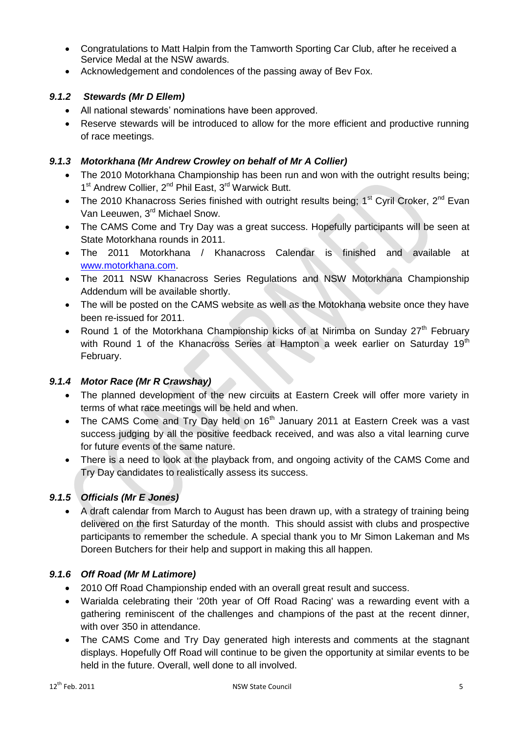- Congratulations to Matt Halpin from the Tamworth Sporting Car Club, after he received a Service Medal at the NSW awards.
- Acknowledgement and condolences of the passing away of Bev Fox.

### *9.1.2 Stewards (Mr D Ellem)*

- All national stewards' nominations have been approved.
- Reserve stewards will be introduced to allow for the more efficient and productive running of race meetings.

### *9.1.3 Motorkhana (Mr Andrew Crowley on behalf of Mr A Collier)*

- The 2010 Motorkhana Championship has been run and won with the outright results being; 1st Andrew Collier, 2nd Phil East, 3rd Warwick Butt.
- The 2010 Khanacross Series finished with outright results being; 1st Cyril Croker, 2nd Evan Van Leeuwen, 3rd Michael Snow.
- The CAMS Come and Try Day was a great success. Hopefully participants will be seen at State Motorkhana rounds in 2011.
- The 2011 Motorkhana / Khanacross Calendar is finished and available at [www.motorkhana.com](http://www.motorkhana.com).
- The 2011 NSW Khanacross Series Regulations and NSW Motorkhana Championship Addendum will be available shortly.
- The will be posted on the CAMS website as well as the Motokhana website once they have been re-issued for 2011.
- Round 1 of the Motorkhana Championship kicks of at Nirimba on Sunday 27th February with Round 1 of the Khanacross Series at Hampton a week earlier on Saturday 19th February.

### *9.1.4 Motor Race (Mr R Crawshay)*

- The planned development of the new circuits at Eastern Creek will offer more variety in terms of what race meetings will be held and when.
- The CAMS Come and Try Day held on 16th January 2011 at Eastern Creek was a vast success judging by all the positive feedback received, and was also a vital learning curve for future events of the same nature.
- There is a need to look at the playback from, and ongoing activity of the CAMS Come and Try Day candidates to realistically assess its success.

### *9.1.5 Officials (Mr E Jones)*

- A draft calendar from March to August has been drawn up, with a strategy of training being delivered on the first Saturday of the month. This should assist with clubs and prospective participants to remember the schedule. A special thank you to Mr Simon Lakeman and Ms Doreen Butchers for their help and support in making this all happen.

### *9.1.6 Off Road (Mr M Latimore)*

- 2010 Off Road Championship ended with an overall great result and success.
- Warialda celebrating their '20th year of Off Road Racing' was a rewarding event with a gathering reminiscent of the challenges and champions of the past at the recent dinner, with over 350 in attendance.
- The CAMS Come and Try Day generated high interests and comments at the stagnant displays. Hopefully Off Road will continue to be given the opportunity at similar events to be held in the future. Overall, well done to all involved.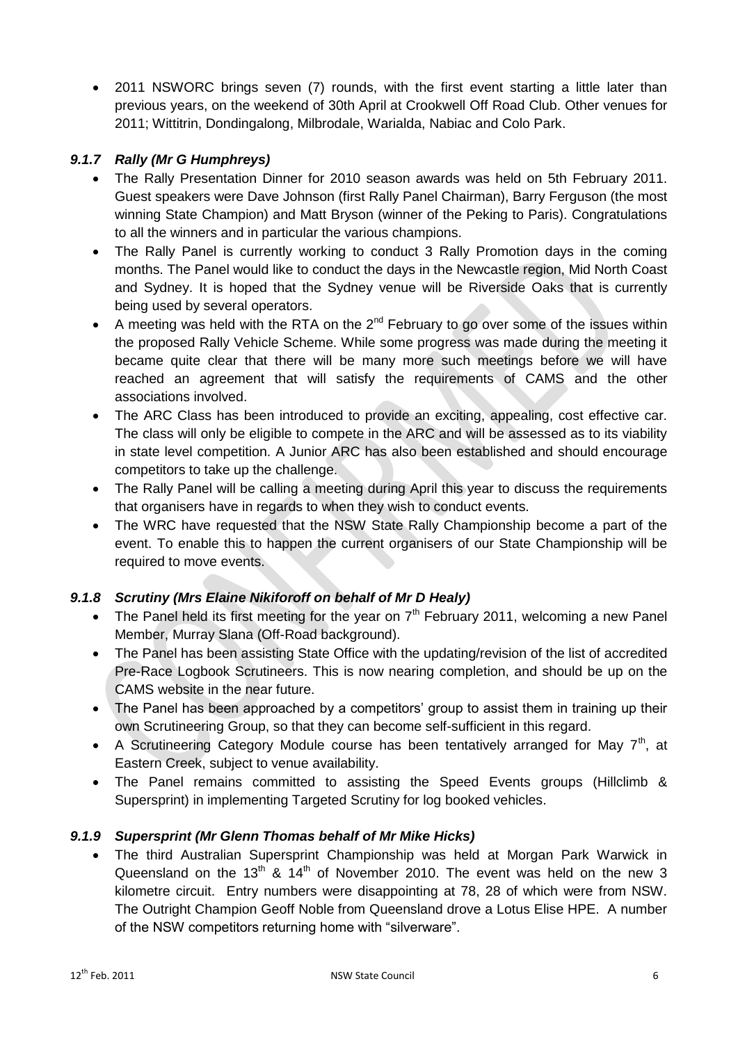- 2011 NSWORC brings seven (7) rounds, with the first event starting a little later than previous years, on the weekend of 30th April at Crookwell Off Road Club. Other venues for 2011; Wittitrin, Dondingalong, Milbrodale, Warialda, Nabiac and Colo Park.

### *9.1.7 Rally (Mr G Humphreys)*

- The Rally Presentation Dinner for 2010 season awards was held on 5th February 2011. Guest speakers were Dave Johnson (first Rally Panel Chairman), Barry Ferguson (the most winning State Champion) and Matt Bryson (winner of the Peking to Paris). Congratulations to all the winners and in particular the various champions.
- The Rally Panel is currently working to conduct 3 Rally Promotion days in the coming months. The Panel would like to conduct the days in the Newcastle region, Mid North Coast and Sydney. It is hoped that the Sydney venue will be Riverside Oaks that is currently being used by several operators.
- A meeting was held with the RTA on the 2nd February to go over some of the issues within the proposed Rally Vehicle Scheme. While some progress was made during the meeting it became quite clear that there will be many more such meetings before we will have reached an agreement that will satisfy the requirements of CAMS and the other associations involved.
- The ARC Class has been introduced to provide an exciting, appealing, cost effective car. The class will only be eligible to compete in the ARC and will be assessed as to its viability in state level competition. A Junior ARC has also been established and should encourage competitors to take up the challenge.
- The Rally Panel will be calling a meeting during April this year to discuss the requirements that organisers have in regards to when they wish to conduct events.
- The WRC have requested that the NSW State Rally Championship become a part of the event. To enable this to happen the current organisers of our State Championship will be required to move events.

### *9.1.8 Scrutiny (Mrs Elaine Nikiforoff on behalf of Mr D Healy)*

- The Panel held its first meeting for the year on 7th February 2011, welcoming a new Panel Member, Murray Slana (Off-Road background).
- The Panel has been assisting State Office with the updating/revision of the list of accredited Pre-Race Logbook Scrutineers. This is now nearing completion, and should be up on the CAMS website in the near future.
- The Panel has been approached by a competitors' group to assist them in training up their own Scrutineering Group, so that they can become self-sufficient in this regard.
- A Scrutineering Category Module course has been tentatively arranged for May 7th, at Eastern Creek, subject to venue availability.
- The Panel remains committed to assisting the Speed Events groups (Hillclimb & Supersprint) in implementing Targeted Scrutiny for log booked vehicles.

### *9.1.9 Supersprint (Mr Glenn Thomas behalf of Mr Mike Hicks)*

- The third Australian Supersprint Championship was held at Morgan Park Warwick in Queensland on the 13th & 14th of November 2010. The event was held on the new 3 kilometre circuit. Entry numbers were disappointing at 78, 28 of which were from NSW. The Outright Champion Geoff Noble from Queensland drove a Lotus Elise HPE. A number of the NSW competitors returning home with "silverware".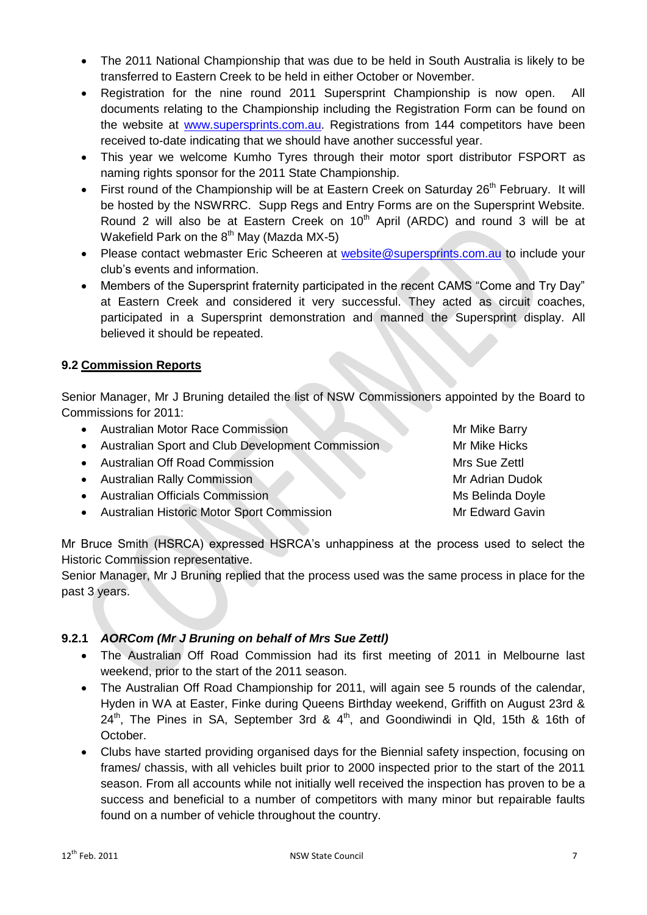- The 2011 National Championship that was due to be held in South Australia is likely to be transferred to Eastern Creek to be held in either October or November.
- Registration for the nine round 2011 Supersprint Championship is now open. All documents relating to the Championship including the Registration Form can be found on the website at [www.supersprints.com.au](http://www.supersprints.com.au). Registrations from 144 competitors have been received to-date indicating that we should have another successful year.
- This year we welcome Kumho Tyres through their motor sport distributor FSPORT as naming rights sponsor for the 2011 State Championship.
- First round of the Championship will be at Eastern Creek on Saturday 26th February. It will be hosted by the NSWRRC. Supp Regs and Entry Forms are on the Supersprint Website. Round 2 will also be at Eastern Creek on 10th April (ARDC) and round 3 will be at Wakefield Park on the 8th May (Mazda MX-5)
- Please contact webmaster Eric Scheeren at [website@supersprints.com.au](mailto:website@supersprints.com.au) to include your club's events and information.
- Members of the Supersprint fraternity participated in the recent CAMS "Come and Try Day" at Eastern Creek and considered it very successful. They acted as circuit coaches, participated in a Supersprint demonstration and manned the Supersprint display. All believed it should be repeated.

**9.2 <u>Commission Reports</u>**

Senior Manager, Mr J Bruning detailed the list of NSW Commissioners appointed by the Board to Commissions for 2011:

| Commission | Commissioner |
|---|---|
| Australian Motor Race Commission | Mr Mike Barry |
| Australian Sport and Club Development Commission | Mr Mike Hicks |
| Australian Off Road Commission | Mrs Sue Zettl |
| Australian Rally Commission | Mr Adrian Dudok |
| Australian Officials Commission | Ms Belinda Doyle |
| Australian Historic Motor Sport Commission | Mr Edward Gavin |

Mr Bruce Smith (HSRCA) expressed HSRCA's unhappiness at the process used to select the Historic Commission representative.
Senior Manager, Mr J Bruning replied that the process used was the same process in place for the past 3 years.

**9.2.1 *AORCom (Mr J Bruning on behalf of Mrs Sue Zettl)***

- The Australian Off Road Commission had its first meeting of 2011 in Melbourne last weekend, prior to the start of the 2011 season.
- The Australian Off Road Championship for 2011, will again see 5 rounds of the calendar, Hyden in WA at Easter, Finke during Queens Birthday weekend, Griffith on August 23rd & 24th, The Pines in SA, September 3rd & 4th, and Goondiwindi in Qld, 15th & 16th of October.
- Clubs have started providing organised days for the Biennial safety inspection, focusing on frames/ chassis, with all vehicles built prior to 2000 inspected prior to the start of the 2011 season. From all accounts while not initially well received the inspection has proven to be a success and beneficial to a number of competitors with many minor but repairable faults found on a number of vehicle throughout the country.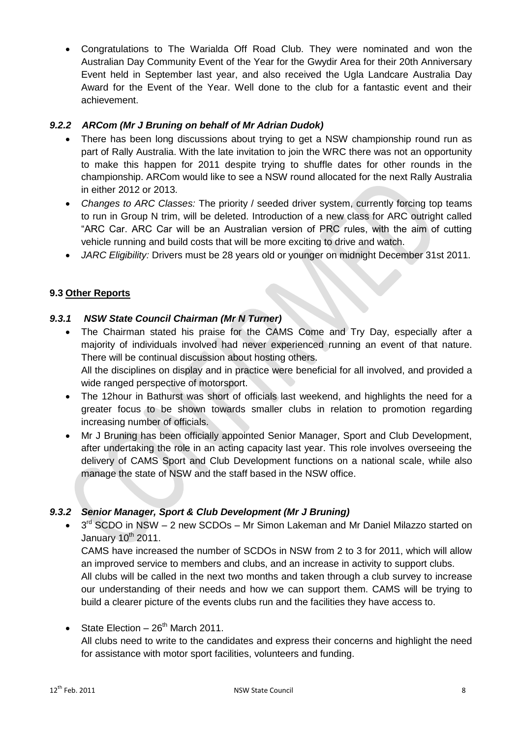- Congratulations to The Warialda Off Road Club. They were nominated and won the Australian Day Community Event of the Year for the Gwydir Area for their 20th Anniversary Event held in September last year, and also received the Ugla Landcare Australia Day Award for the Event of the Year. Well done to the club for a fantastic event and their achievement.

### *9.2.2 ARCom (Mr J Bruning on behalf of Mr Adrian Dudok)*

- There has been long discussions about trying to get a NSW championship round run as part of Rally Australia. With the late invitation to join the WRC there was not an opportunity to make this happen for 2011 despite trying to shuffle dates for other rounds in the championship. ARCom would like to see a NSW round allocated for the next Rally Australia in either 2012 or 2013.
- *Changes to ARC Classes:* The priority / seeded driver system, currently forcing top teams to run in Group N trim, will be deleted. Introduction of a new class for ARC outright called "ARC Car. ARC Car will be an Australian version of PRC rules, with the aim of cutting vehicle running and build costs that will be more exciting to drive and watch.
- *JARC Eligibility:* Drivers must be 28 years old or younger on midnight December 31st 2011.

## 9.3 Other Reports

### *9.3.1 NSW State Council Chairman (Mr N Turner)*

- The Chairman stated his praise for the CAMS Come and Try Day, especially after a majority of individuals involved had never experienced running an event of that nature. There will be continual discussion about hosting others.
  All the disciplines on display and in practice were beneficial for all involved, and provided a wide ranged perspective of motorsport.
- The 12hour in Bathurst was short of officials last weekend, and highlights the need for a greater focus to be shown towards smaller clubs in relation to promotion regarding increasing number of officials.
- Mr J Bruning has been officially appointed Senior Manager, Sport and Club Development, after undertaking the role in an acting capacity last year. This role involves overseeing the delivery of CAMS Sport and Club Development functions on a national scale, while also manage the state of NSW and the staff based in the NSW office.

### *9.3.2 Senior Manager, Sport & Club Development (Mr J Bruning)*

- 3rd SCDO in NSW – 2 new SCDOs – Mr Simon Lakeman and Mr Daniel Milazzo started on January 10th 2011.
  CAMS have increased the number of SCDOs in NSW from 2 to 3 for 2011, which will allow an improved service to members and clubs, and an increase in activity to support clubs.
  All clubs will be called in the next two months and taken through a club survey to increase our understanding of their needs and how we can support them. CAMS will be trying to build a clearer picture of the events clubs run and the facilities they have access to.

- State Election – 26th March 2011.
  All clubs need to write to the candidates and express their concerns and highlight the need for assistance with motor sport facilities, volunteers and funding.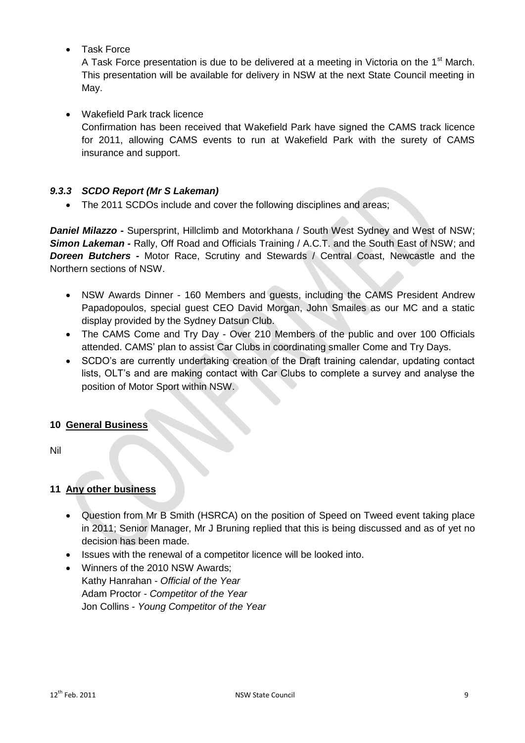- Task Force

  A Task Force presentation is due to be delivered at a meeting in Victoria on the 1st March. This presentation will be available for delivery in NSW at the next State Council meeting in May.

- Wakefield Park track licence

  Confirmation has been received that Wakefield Park have signed the CAMS track licence for 2011, allowing CAMS events to run at Wakefield Park with the surety of CAMS insurance and support.

### *9.3.3 SCDO Report (Mr S Lakeman)*

- The 2011 SCDOs include and cover the following disciplines and areas;

***Daniel Milazzo -*** Supersprint, Hillclimb and Motorkhana / South West Sydney and West of NSW; ***Simon Lakeman -*** Rally, Off Road and Officials Training / A.C.T. and the South East of NSW; and ***Doreen Butchers -*** Motor Race, Scrutiny and Stewards / Central Coast, Newcastle and the Northern sections of NSW.

- NSW Awards Dinner - 160 Members and guests, including the CAMS President Andrew Papadopoulos, special guest CEO David Morgan, John Smailes as our MC and a static display provided by the Sydney Datsun Club.
- The CAMS Come and Try Day - Over 210 Members of the public and over 100 Officials attended. CAMS' plan to assist Car Clubs in coordinating smaller Come and Try Days.
- SCDO's are currently undertaking creation of the Draft training calendar, updating contact lists, OLT's and are making contact with Car Clubs to complete a survey and analyse the position of Motor Sport within NSW.

## 10 General Business

Nil

## 11 Any other business

- Question from Mr B Smith (HSRCA) on the position of Speed on Tweed event taking place in 2011; Senior Manager, Mr J Bruning replied that this is being discussed and as of yet no decision has been made.
- Issues with the renewal of a competitor licence will be looked into.
- Winners of the 2010 NSW Awards;
  Kathy Hanrahan - *Official of the Year*
  Adam Proctor - *Competitor of the Year*
  Jon Collins - *Young Competitor of the Year*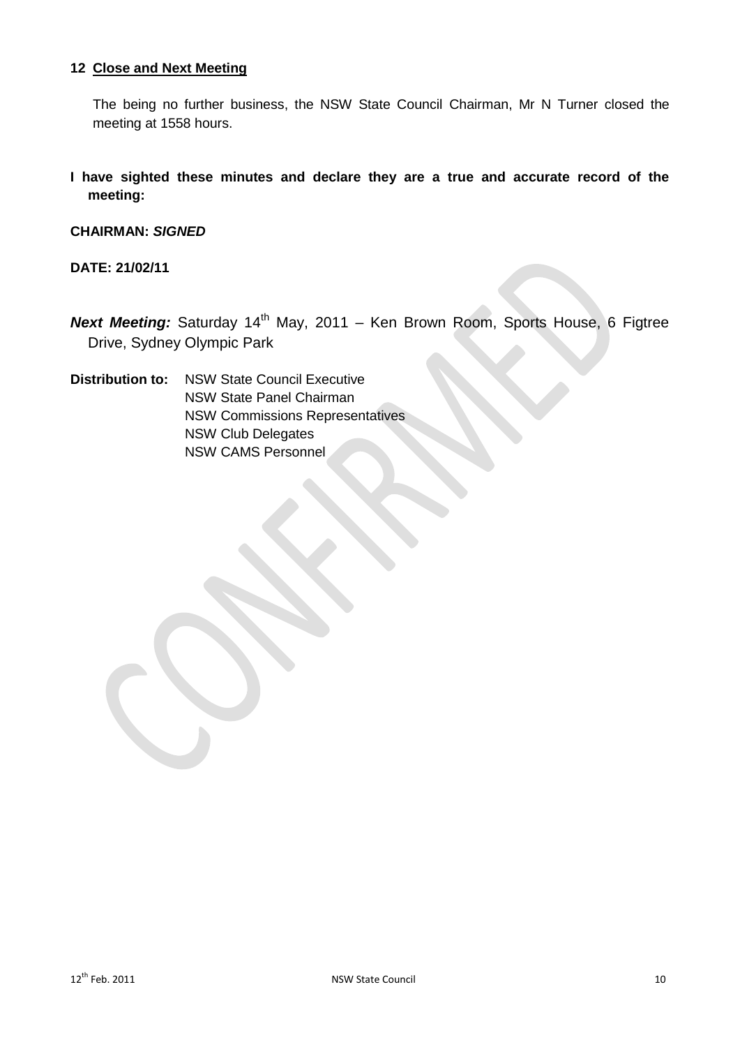## 12 Close and Next Meeting

The being no further business, the NSW State Council Chairman, Mr N Turner closed the meeting at 1558 hours.

**I have sighted these minutes and declare they are a true and accurate record of the meeting:**

**CHAIRMAN: *SIGNED***

**DATE: 21/02/11**

***Next Meeting:*** Saturday 14th May, 2011 – Ken Brown Room, Sports House, 6 Figtree Drive, Sydney Olympic Park

**Distribution to:** NSW State Council Executive
NSW State Panel Chairman
NSW Commissions Representatives
NSW Club Delegates
NSW CAMS Personnel

CONFIRMED